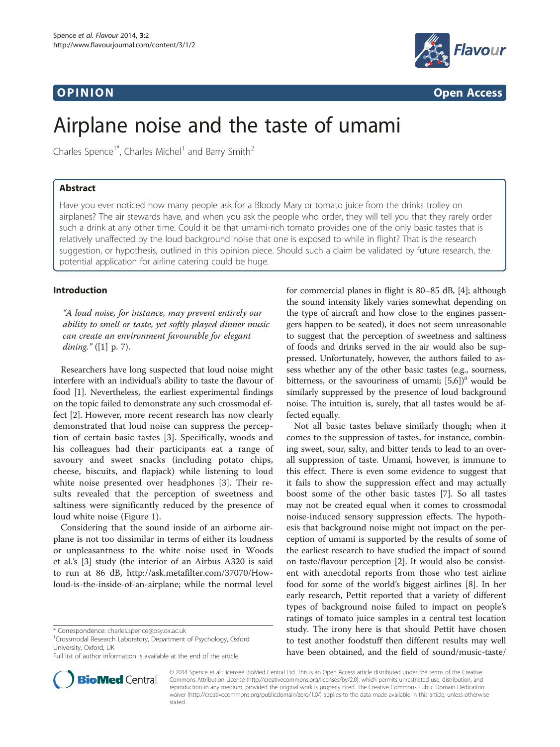OPINION Open Access

# Airplane noise and the taste of umami

Charles Spence[1*], Charles Michel[1] and Barry Smith[2]

## Abstract

Have you ever noticed how many people ask for a Bloody Mary or tomato juice from the drinks trolley on airplanes? The air stewards have, and when you ask the people who order, they will tell you that they rarely order such a drink at any other time. Could it be that umami-rich tomato provides one of the only basic tastes that is relatively unaffected by the loud background noise that one is exposed to while in flight? That is the research suggestion, or hypothesis, outlined in this opinion piece. Should such a claim be validated by future research, the potential application for airline catering could be huge.

## Introduction

> *"A loud noise, for instance, may prevent entirely our ability to smell or taste, yet softly played dinner music can create an environment favourable for elegant dining."* ([1] p. 7).

Researchers have long suspected that loud noise might interfere with an individual's ability to taste the flavour of food [1]. Nevertheless, the earliest experimental findings on the topic failed to demonstrate any such crossmodal effect [2]. However, more recent research has now clearly demonstrated that loud noise can suppress the perception of certain basic tastes [3]. Specifically, woods and his colleagues had their participants eat a range of savoury and sweet snacks (including potato chips, cheese, biscuits, and flapjack) while listening to loud white noise presented over headphones [3]. Their results revealed that the perception of sweetness and saltiness were significantly reduced by the presence of loud white noise (Figure 1).

Considering that the sound inside of an airborne airplane is not too dissimilar in terms of either its loudness or unpleasantness to the white noise used in Woods et al.'s [3] study (the interior of an Airbus A320 is said to run at 86 dB, http://ask.metafilter.com/37070/How-loud-is-the-inside-of-an-airplane; while the normal level for commercial planes in flight is 80–85 dB, [4]; although the sound intensity likely varies somewhat depending on the type of aircraft and how close to the engines passengers happen to be seated), it does not seem unreasonable to suggest that the perception of sweetness and saltiness of foods and drinks served in the air would also be suppressed. Unfortunately, however, the authors failed to assess whether any of the other basic tastes (e.g., sourness, bitterness, or the savouriness of umami; [5,6])[a] would be similarly suppressed by the presence of loud background noise. The intuition is, surely, that all tastes would be affected equally.

Not all basic tastes behave similarly though; when it comes to the suppression of tastes, for instance, combining sweet, sour, salty, and bitter tends to lead to an overall suppression of taste. Umami, however, is immune to this effect. There is even some evidence to suggest that it fails to show the suppression effect and may actually boost some of the other basic tastes [7]. So all tastes may not be created equal when it comes to crossmodal noise-induced sensory suppression effects. The hypothesis that background noise might not impact on the perception of umami is supported by the results of some of the earliest research to have studied the impact of sound on taste/flavour perception [2]. It would also be consistent with anecdotal reports from those who test airline food for some of the world's biggest airlines [8]. In her early research, Pettit reported that a variety of different types of background noise failed to impact on people's ratings of tomato juice samples in a central test location study. The irony here is that should Pettit have chosen to test another foodstuff then different results may well have been obtained, and the field of sound/music-taste/

\* Correspondence: charles.spence@psy.ox.ac.uk
[1]Crossmodal Research Laboratory, Department of Psychology, Oxford University, Oxford, UK
Full list of author information is available at the end of the article

© 2014 Spence et al.; licensee BioMed Central Ltd. This is an Open Access article distributed under the terms of the Creative Commons Attribution License (http://creativecommons.org/licenses/by/2.0), which permits unrestricted use, distribution, and reproduction in any medium, provided the original work is properly cited. The Creative Commons Public Domain Dedication waiver (http://creativecommons.org/publicdomain/zero/1.0/) applies to the data made available in this article, unless otherwise stated.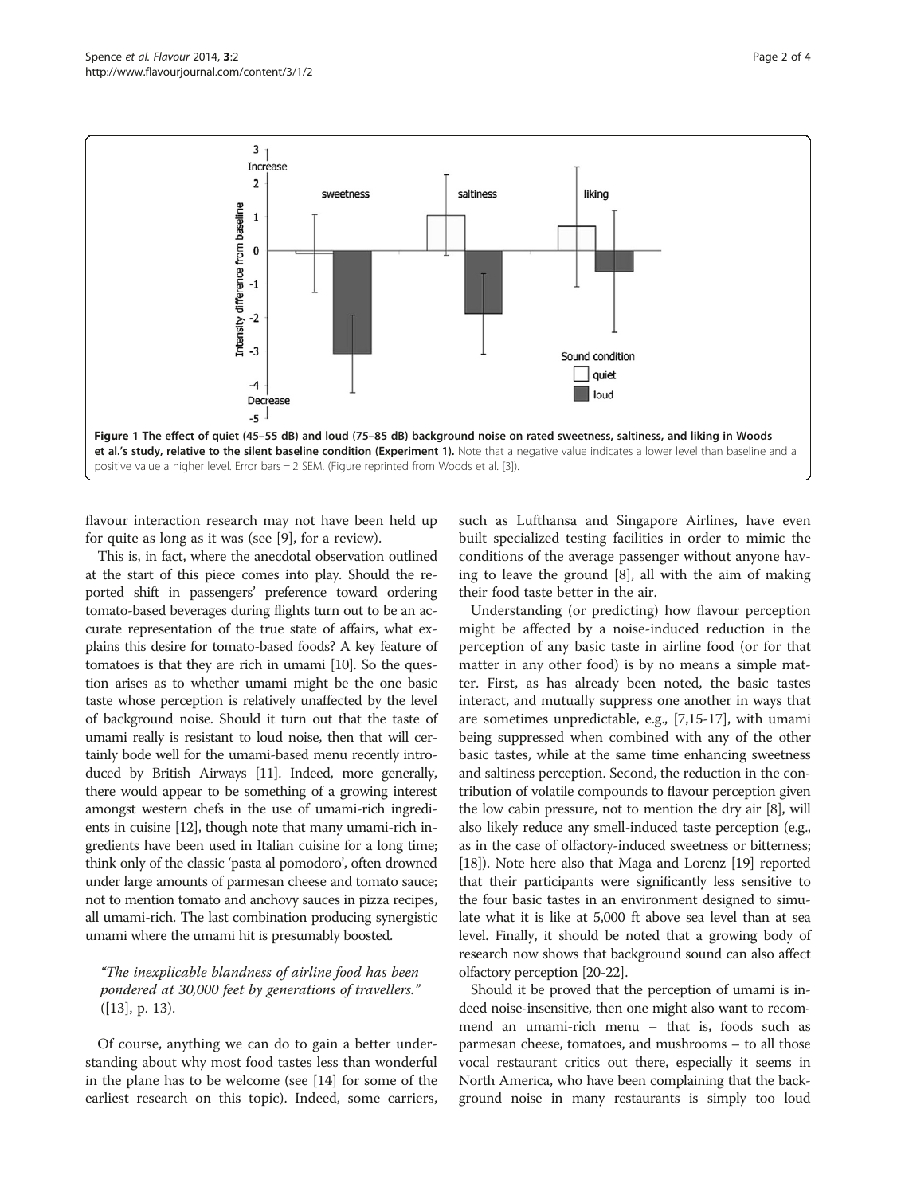**Figure 1 The effect of quiet (45–55 dB) and loud (75–85 dB) background noise on rated sweetness, saltiness, and liking in Woods et al.'s study, relative to the silent baseline condition (Experiment 1).** Note that a negative value indicates a lower level than baseline and a positive value a higher level. Error bars = 2 SEM. (Figure reprinted from Woods et al. [3]).

flavour interaction research may not have been held up for quite as long as it was (see [9], for a review).

This is, in fact, where the anecdotal observation outlined at the start of this piece comes into play. Should the reported shift in passengers' preference toward ordering tomato-based beverages during flights turn out to be an accurate representation of the true state of affairs, what explains this desire for tomato-based foods? A key feature of tomatoes is that they are rich in umami [10]. So the question arises as to whether umami might be the one basic taste whose perception is relatively unaffected by the level of background noise. Should it turn out that the taste of umami really is resistant to loud noise, then that will certainly bode well for the umami-based menu recently introduced by British Airways [11]. Indeed, more generally, there would appear to be something of a growing interest amongst western chefs in the use of umami-rich ingredients in cuisine [12], though note that many umami-rich ingredients have been used in Italian cuisine for a long time; think only of the classic 'pasta al pomodoro', often drowned under large amounts of parmesan cheese and tomato sauce; not to mention tomato and anchovy sauces in pizza recipes, all umami-rich. The last combination producing synergistic umami where the umami hit is presumably boosted.

> *"The inexplicable blandness of airline food has been pondered at 30,000 feet by generations of travellers."* ([13], p. 13).

Of course, anything we can do to gain a better understanding about why most food tastes less than wonderful in the plane has to be welcome (see [14] for some of the earliest research on this topic). Indeed, some carriers, such as Lufthansa and Singapore Airlines, have even built specialized testing facilities in order to mimic the conditions of the average passenger without anyone having to leave the ground [8], all with the aim of making their food taste better in the air.

Understanding (or predicting) how flavour perception might be affected by a noise-induced reduction in the perception of any basic taste in airline food (or for that matter in any other food) is by no means a simple matter. First, as has already been noted, the basic tastes interact, and mutually suppress one another in ways that are sometimes unpredictable, e.g., [7,15-17], with umami being suppressed when combined with any of the other basic tastes, while at the same time enhancing sweetness and saltiness perception. Second, the reduction in the contribution of volatile compounds to flavour perception given the low cabin pressure, not to mention the dry air [8], will also likely reduce any smell-induced taste perception (e.g., as in the case of olfactory-induced sweetness or bitterness; [18]). Note here also that Maga and Lorenz [19] reported that their participants were significantly less sensitive to the four basic tastes in an environment designed to simulate what it is like at 5,000 ft above sea level than at sea level. Finally, it should be noted that a growing body of research now shows that background sound can also affect olfactory perception [20-22].

Should it be proved that the perception of umami is indeed noise-insensitive, then one might also want to recommend an umami-rich menu – that is, foods such as parmesan cheese, tomatoes, and mushrooms – to all those vocal restaurant critics out there, especially it seems in North America, who have been complaining that the background noise in many restaurants is simply too loud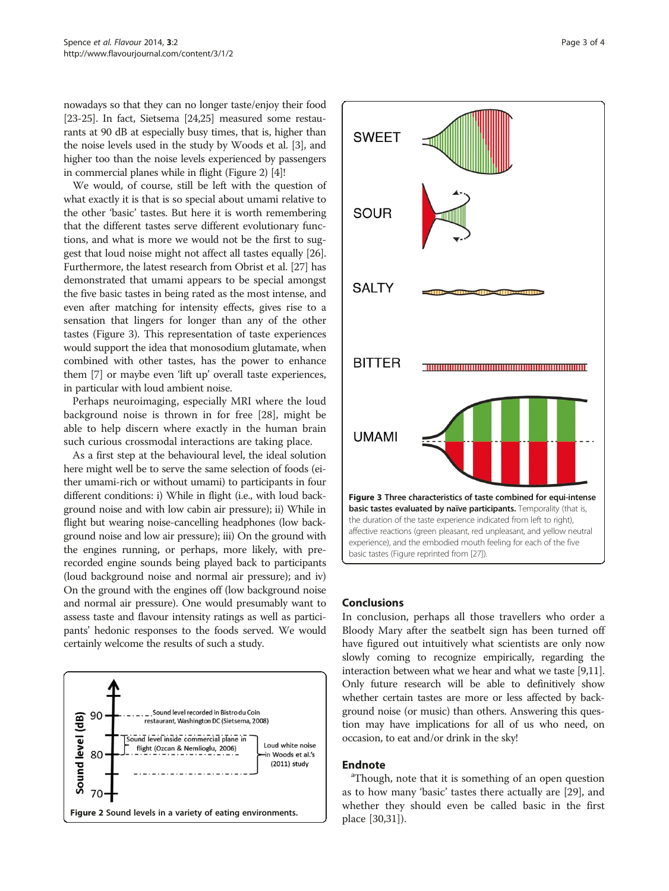nowadays so that they can no longer taste/enjoy their food [23-25]. In fact, Sietsema [24,25] measured some restaurants at 90 dB at especially busy times, that is, higher than the noise levels used in the study by Woods et al. [3], and higher too than the noise levels experienced by passengers in commercial planes while in flight (Figure 2) [4]!

We would, of course, still be left with the question of what exactly it is that is so special about umami relative to the other 'basic' tastes. But here it is worth remembering that the different tastes serve different evolutionary functions, and what is more we would not be the first to suggest that loud noise might not affect all tastes equally [26]. Furthermore, the latest research from Obrist et al. [27] has demonstrated that umami appears to be special amongst the five basic tastes in being rated as the most intense, and even after matching for intensity effects, gives rise to a sensation that lingers for longer than any of the other tastes (Figure 3). This representation of taste experiences would support the idea that monosodium glutamate, when combined with other tastes, has the power to enhance them [7] or maybe even 'lift up' overall taste experiences, in particular with loud ambient noise.

Perhaps neuroimaging, especially MRI where the loud background noise is thrown in for free [28], might be able to help discern where exactly in the human brain such curious crossmodal interactions are taking place.

As a first step at the behavioural level, the ideal solution here might well be to serve the same selection of foods (either umami-rich or without umami) to participants in four different conditions: i) While in flight (i.e., with loud background noise and with low cabin air pressure); ii) While in flight but wearing noise-cancelling headphones (low background noise and low air pressure); iii) On the ground with the engines running, or perhaps, more likely, with prerecorded engine sounds being played back to participants (loud background noise and normal air pressure); and iv) On the ground with the engines off (low background noise and normal air pressure). One would presumably want to assess taste and flavour intensity ratings as well as participants' hedonic responses to the foods served. We would certainly welcome the results of such a study.

Sound level (dB)
90
80
70
Sound level recorded in Bistro du Coin restaurant, Washington DC (Sietsema, 2008)
Sound level inside commercial plane in flight (Ozcan & Nemlioglu, 2006)
Loud white noise in Woods et al.'s (2011) study

**Figure 2** Sound levels in a variety of eating environments.

SWEET
SOUR
SALTY
BITTER
UMAMI

**Figure 3 Three characteristics of taste combined for equi-intense basic tastes evaluated by naïve participants.** Temporality (that is, the duration of the taste experience indicated from left to right), affective reactions (green pleasant, red unpleasant, and yellow neutral experience), and the embodied mouth feeling for each of the five basic tastes (Figure reprinted from [27]).

## Conclusions

In conclusion, perhaps all those travellers who order a Bloody Mary after the seatbelt sign has been turned off have figured out intuitively what scientists are only now slowly coming to recognize empirically, regarding the interaction between what we hear and what we taste [9,11]. Only future research will be able to definitively show whether certain tastes are more or less affected by background noise (or music) than others. Answering this question may have implications for all of us who need, on occasion, to eat and/or drink in the sky!

## Endnote

[a]Though, note that it is something of an open question as to how many 'basic' tastes there actually are [29], and whether they should even be called basic in the first place [30,31]).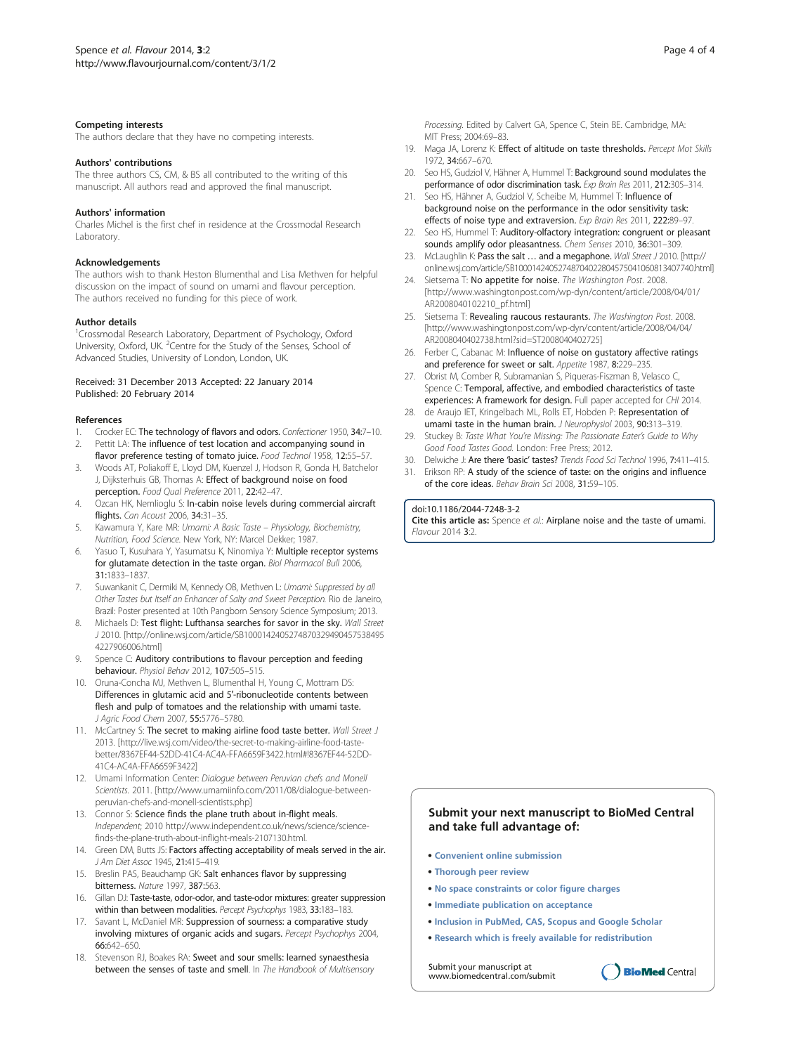### Competing interests

The authors declare that they have no competing interests.

### Authors' contributions

The three authors CS, CM, & BS all contributed to the writing of this manuscript. All authors read and approved the final manuscript.

### Authors' information

Charles Michel is the first chef in residence at the Crossmodal Research Laboratory.

### Acknowledgements

The authors wish to thank Heston Blumenthal and Lisa Methven for helpful discussion on the impact of sound on umami and flavour perception. The authors received no funding for this piece of work.

### Author details

[1]Crossmodal Research Laboratory, Department of Psychology, Oxford University, Oxford, UK. [2]Centre for the Study of the Senses, School of Advanced Studies, University of London, London, UK.

Received: 31 December 2013 Accepted: 22 January 2014
Published: 20 February 2014

### References

1. Crocker EC: **The technology of flavors and odors.** *Confectioner* 1950, **34:**7–10.
2. Pettit LA: **The influence of test location and accompanying sound in flavor preference testing of tomato juice.** *Food Technol* 1958, **12:**55–57.
3. Woods AT, Poliakoff E, Lloyd DM, Kuenzel J, Hodson R, Gonda H, Batchelor J, Dijksterhuis GB, Thomas A: **Effect of background noise on food perception.** *Food Qual Preference* 2011, **22:**42–47.
4. Ozcan HK, Nemlioglu S: **In-cabin noise levels during commercial aircraft flights.** *Can Acoust* 2006, **34:**31–35.
5. Kawamura Y, Kare MR: *Umami: A Basic Taste – Physiology, Biochemistry, Nutrition, Food Science.* New York, NY: Marcel Dekker; 1987.
6. Yasuo T, Kusuhara Y, Yasumatsu K, Ninomiya Y: **Multiple receptor systems for glutamate detection in the taste organ.** *Biol Pharmacol Bull* 2006, **31:**1833–1837.
7. Suwankanit C, Dermiki M, Kennedy OB, Methven L: *Umami: Suppressed by all Other Tastes but Itself an Enhancer of Salty and Sweet Perception.* Rio de Janeiro, Brazil: Poster presented at 10th Pangborn Sensory Science Symposium; 2013.
8. Michaels D: **Test flight: Lufthansa searches for savor in the sky.** *Wall Street J* 2010. [http://online.wsj.com/article/SB10001424052748703294904575384954227906006.html]
9. Spence C: **Auditory contributions to flavour perception and feeding behaviour.** *Physiol Behav* 2012, **107:**505–515.
10. Oruna-Concha MJ, Methven L, Blumenthal H, Young C, Mottram DS: **Differences in glutamic acid and 5′-ribonucleotide contents between flesh and pulp of tomatoes and the relationship with umami taste.** *J Agric Food Chem* 2007, **55:**5776–5780.
11. McCartney S: **The secret to making airline food taste better.** *Wall Street J* 2013. [http://live.wsj.com/video/the-secret-to-making-airline-food-taste-better/8367EF44-52DD-41C4-AC4A-FFA6659F3422.html#!8367EF44-52DD-41C4-AC4A-FFA6659F3422]
12. Umami Information Center: *Dialogue between Peruvian chefs and Monell Scientists.* 2011. [http://www.umamiinfo.com/2011/08/dialogue-between-peruvian-chefs-and-monell-scientists.php]
13. Connor S: **Science finds the plane truth about in-flight meals.** *Independent*; 2010 http://www.independent.co.uk/news/science/science-finds-the-plane-truth-about-inflight-meals-2107130.html.
14. Green DM, Butts JS: **Factors affecting acceptability of meals served in the air.** *J Am Diet Assoc* 1945, **21:**415–419.
15. Breslin PAS, Beauchamp GK: **Salt enhances flavor by suppressing bitterness.** *Nature* 1997, **387:**563.
16. Gillan DJ: **Taste-taste, odor-odor, and taste-odor mixtures: greater suppression within than between modalities.** *Percept Psychophys* 1983, **33:**183–183.
17. Savant L, McDaniel MR: **Suppression of sourness: a comparative study involving mixtures of organic acids and sugars.** *Percept Psychophys* 2004, **66:**642–650.
18. Stevenson RJ, Boakes RA: **Sweet and sour smells: learned synaesthesia between the senses of taste and smell.** In *The Handbook of Multisensory Processing.* Edited by Calvert GA, Spence C, Stein BE. Cambridge, MA: MIT Press; 2004:69–83.
19. Maga JA, Lorenz K: **Effect of altitude on taste thresholds.** *Percept Mot Skills* 1972, **34:**667–670.
20. Seo HS, Gudziol V, Hähner A, Hummel T: **Background sound modulates the performance of odor discrimination task.** *Exp Brain Res* 2011, **212:**305–314.
21. Seo HS, Hähner A, Gudziol V, Scheibe M, Hummel T: **Influence of background noise on the performance in the odor sensitivity task: effects of noise type and extraversion.** *Exp Brain Res* 2011, **222:**89–97.
22. Seo HS, Hummel T: **Auditory-olfactory integration: congruent or pleasant sounds amplify odor pleasantness.** *Chem Senses* 2010, **36:**301–309.
23. McLaughlin K: **Pass the salt … and a megaphone.** *Wall Street J* 2010. [http://online.wsj.com/article/SB10001424052748704022804575041060813407740.html]
24. Sietsema T: **No appetite for noise.** *The Washington Post.* 2008. [http://www.washingtonpost.com/wp-dyn/content/article/2008/04/01/AR2008040102210_pf.html]
25. Sietsema T: **Revealing raucous restaurants.** *The Washington Post.* 2008. [http://www.washingtonpost.com/wp-dyn/content/article/2008/04/04/AR2008040402738.html?sid=ST2008040402725]
26. Ferber C, Cabanac M: **Influence of noise on gustatory affective ratings and preference for sweet or salt.** *Appetite* 1987, **8:**229–235.
27. Obrist M, Comber R, Subramanian S, Piqueras-Fiszman B, Velasco C, Spence C: **Temporal, affective, and embodied characteristics of taste experiences: A framework for design.** Full paper accepted for *CHI* 2014.
28. de Araujo IET, Kringelbach ML, Rolls ET, Hobden P: **Representation of umami taste in the human brain.** *J Neurophysiol* 2003, **90:**313–319.
29. Stuckey B: *Taste What You're Missing: The Passionate Eater's Guide to Why Good Food Tastes Good.* London: Free Press; 2012.
30. Delwiche J: **Are there 'basic' tastes?** *Trends Food Sci Technol* 1996, **7:**411–415.
31. Erikson RP: **A study of the science of taste: on the origins and influence of the core ideas.** *Behav Brain Sci* 2008, **31:**59–105.

doi:10.1186/2044-7248-3-2
**Cite this article as:** Spence *et al.:* Airplane noise and the taste of umami. *Flavour* 2014 **3**:2.

**Submit your next manuscript to BioMed Central and take full advantage of:**

- **Convenient online submission**
- **Thorough peer review**
- **No space constraints or color figure charges**
- **Immediate publication on acceptance**
- **Inclusion in PubMed, CAS, Scopus and Google Scholar**
- **Research which is freely available for redistribution**

Submit your manuscript at
www.biomedcentral.com/submit